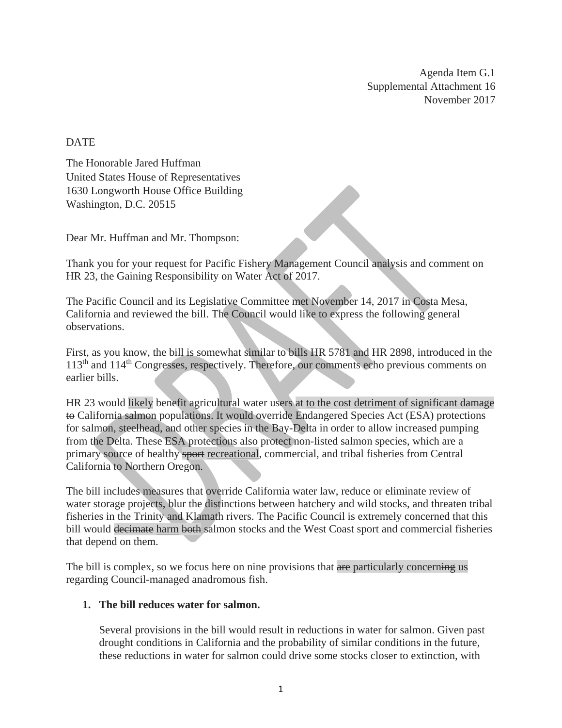Agenda Item G.1
Supplemental Attachment 16
November 2017

DATE

The Honorable Jared Huffman
United States House of Representatives
1630 Longworth House Office Building
Washington, D.C. 20515

Dear Mr. Huffman and Mr. Thompson:

Thank you for your request for Pacific Fishery Management Council analysis and comment on HR 23, the Gaining Responsibility on Water Act of 2017.

The Pacific Council and its Legislative Committee met November 14, 2017 in Costa Mesa, California and reviewed the bill. The Council would like to express the following general observations.

First, as you know, the bill is somewhat similar to bills HR 5781 and HR 2898, introduced in the 113th and 114th Congresses, respectively. Therefore, our comments echo previous comments on earlier bills.

HR 23 would <u>likely</u> benefit agricultural water users ~~at~~ <u>to</u> the ~~cost~~ <u>detriment</u> of ~~significant damage to~~ California salmon populations. It would override Endangered Species Act (ESA) protections for salmon, steelhead, and other species in the Bay-Delta in order to allow increased pumping from the Delta. These ESA protections also protect non-listed salmon species, which are a primary source of healthy ~~sport~~ <u>recreational</u>, commercial, and tribal fisheries from Central California to Northern Oregon.

The bill includes measures that override California water law, reduce or eliminate review of water storage projects, blur the distinctions between hatchery and wild stocks, and threaten tribal fisheries in the Trinity and Klamath rivers. The Pacific Council is extremely concerned that this bill would ~~decimate~~ <u>harm</u> ~~both~~ salmon stocks and the West Coast sport and commercial fisheries that depend on them.

The bill is complex, so we focus here on nine provisions that ~~are~~ particularly concern~~ing~~ <u>us</u> regarding Council-managed anadromous fish.

1. **The bill reduces water for salmon.**

   Several provisions in the bill would result in reductions in water for salmon. Given past drought conditions in California and the probability of similar conditions in the future, these reductions in water for salmon could drive some stocks closer to extinction, with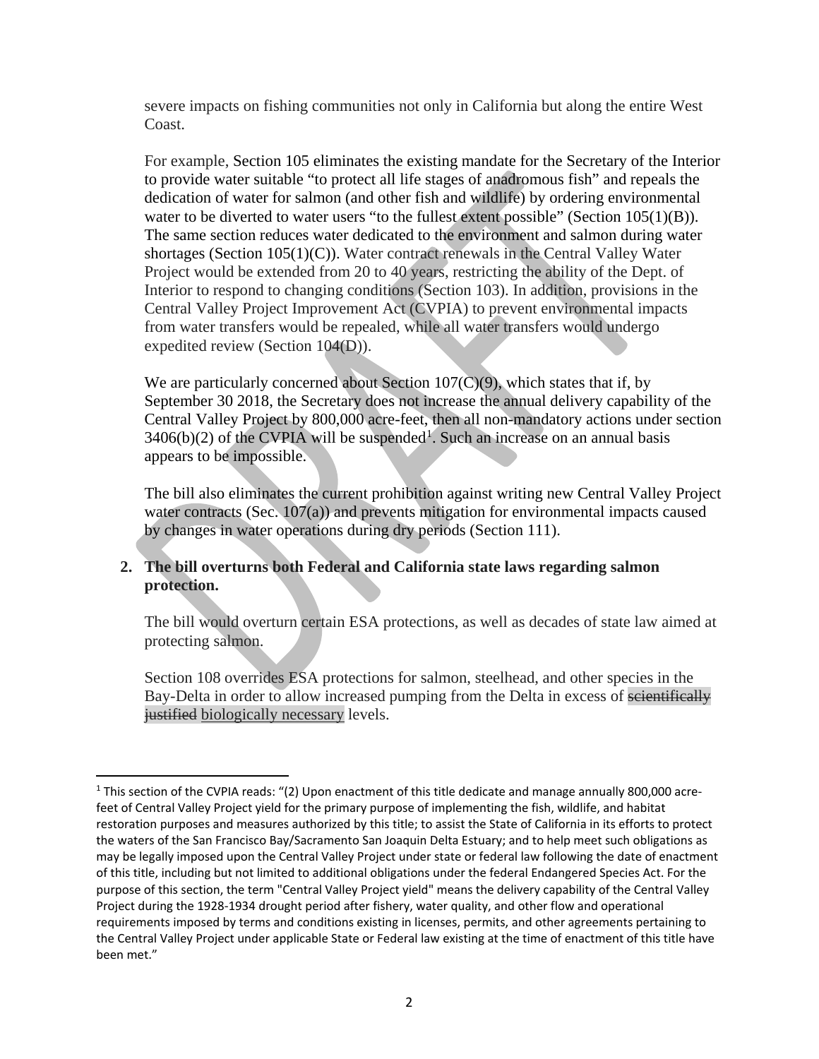severe impacts on fishing communities not only in California but along the entire West Coast.

For example, Section 105 eliminates the existing mandate for the Secretary of the Interior to provide water suitable "to protect all life stages of anadromous fish" and repeals the dedication of water for salmon (and other fish and wildlife) by ordering environmental water to be diverted to water users "to the fullest extent possible" (Section 105(1)(B)). The same section reduces water dedicated to the environment and salmon during water shortages (Section 105(1)(C)). Water contract renewals in the Central Valley Water Project would be extended from 20 to 40 years, restricting the ability of the Dept. of Interior to respond to changing conditions (Section 103). In addition, provisions in the Central Valley Project Improvement Act (CVPIA) to prevent environmental impacts from water transfers would be repealed, while all water transfers would undergo expedited review (Section 104(D)).

We are particularly concerned about Section 107(C)(9), which states that if, by September 30 2018, the Secretary does not increase the annual delivery capability of the Central Valley Project by 800,000 acre-feet, then all non-mandatory actions under section 3406(b)(2) of the CVPIA will be suspended[1]. Such an increase on an annual basis appears to be impossible.

The bill also eliminates the current prohibition against writing new Central Valley Project water contracts (Sec. 107(a)) and prevents mitigation for environmental impacts caused by changes in water operations during dry periods (Section 111).

2. **The bill overturns both Federal and California state laws regarding salmon protection.**

The bill would overturn certain ESA protections, as well as decades of state law aimed at protecting salmon.

Section 108 overrides ESA protections for salmon, steelhead, and other species in the Bay-Delta in order to allow increased pumping from the Delta in excess of ~~scientifically justified~~ biologically necessary levels.

---

[1] This section of the CVPIA reads: "(2) Upon enactment of this title dedicate and manage annually 800,000 acre-feet of Central Valley Project yield for the primary purpose of implementing the fish, wildlife, and habitat restoration purposes and measures authorized by this title; to assist the State of California in its efforts to protect the waters of the San Francisco Bay/Sacramento San Joaquin Delta Estuary; and to help meet such obligations as may be legally imposed upon the Central Valley Project under state or federal law following the date of enactment of this title, including but not limited to additional obligations under the federal Endangered Species Act. For the purpose of this section, the term "Central Valley Project yield" means the delivery capability of the Central Valley Project during the 1928-1934 drought period after fishery, water quality, and other flow and operational requirements imposed by terms and conditions existing in licenses, permits, and other agreements pertaining to the Central Valley Project under applicable State or Federal law existing at the time of enactment of this title have been met."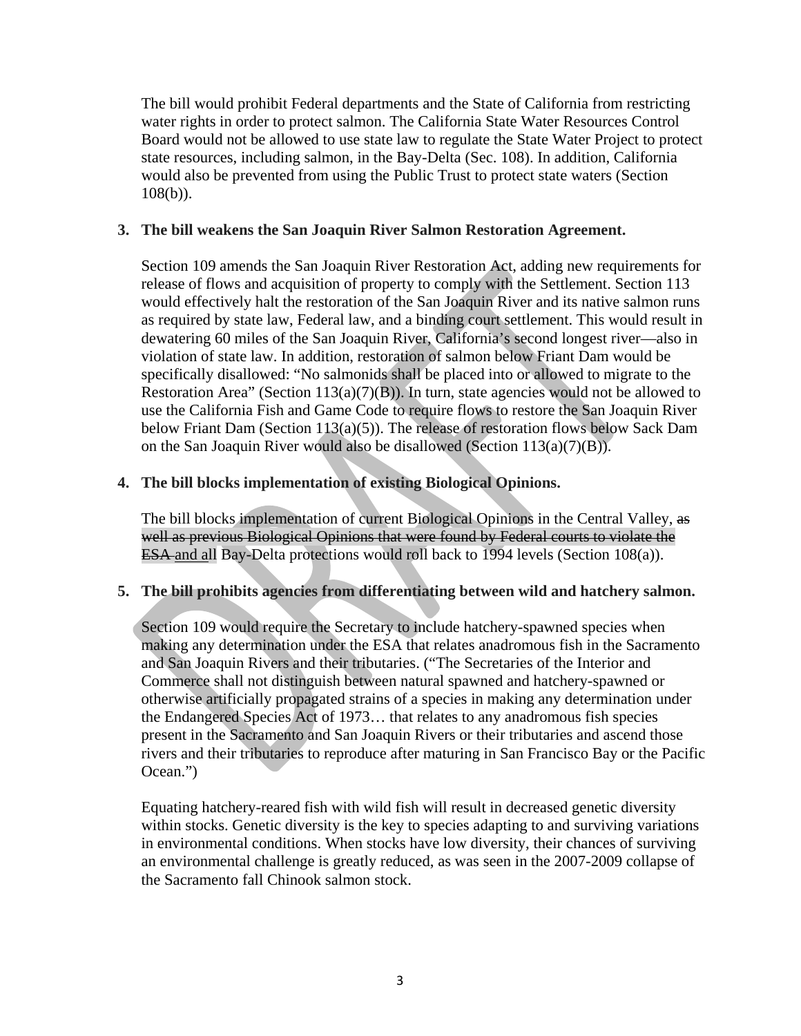The bill would prohibit Federal departments and the State of California from restricting water rights in order to protect salmon. The California State Water Resources Control Board would not be allowed to use state law to regulate the State Water Project to protect state resources, including salmon, in the Bay-Delta (Sec. 108). In addition, California would also be prevented from using the Public Trust to protect state waters (Section 108(b)).

3. **The bill weakens the San Joaquin River Salmon Restoration Agreement.**

   Section 109 amends the San Joaquin River Restoration Act, adding new requirements for release of flows and acquisition of property to comply with the Settlement. Section 113 would effectively halt the restoration of the San Joaquin River and its native salmon runs as required by state law, Federal law, and a binding court settlement. This would result in dewatering 60 miles of the San Joaquin River, California's second longest river—also in violation of state law. In addition, restoration of salmon below Friant Dam would be specifically disallowed: "No salmonids shall be placed into or allowed to migrate to the Restoration Area" (Section 113(a)(7)(B)). In turn, state agencies would not be allowed to use the California Fish and Game Code to require flows to restore the San Joaquin River below Friant Dam (Section 113(a)(5)). The release of restoration flows below Sack Dam on the San Joaquin River would also be disallowed (Section 113(a)(7)(B)).

4. **The bill blocks implementation of existing Biological Opinions.**

   The bill blocks implementation of current Biological Opinions in the Central Valley, ~~as well as previous Biological Opinions that were found by Federal courts to violate the ESA~~ <u>and all</u> Bay-Delta protections would roll back to 1994 levels (Section 108(a)).

5. **The bill prohibits agencies from differentiating between wild and hatchery salmon.**

   Section 109 would require the Secretary to include hatchery-spawned species when making any determination under the ESA that relates anadromous fish in the Sacramento and San Joaquin Rivers and their tributaries. ("The Secretaries of the Interior and Commerce shall not distinguish between natural spawned and hatchery-spawned or otherwise artificially propagated strains of a species in making any determination under the Endangered Species Act of 1973… that relates to any anadromous fish species present in the Sacramento and San Joaquin Rivers or their tributaries and ascend those rivers and their tributaries to reproduce after maturing in San Francisco Bay or the Pacific Ocean.")

   Equating hatchery-reared fish with wild fish will result in decreased genetic diversity within stocks. Genetic diversity is the key to species adapting to and surviving variations in environmental conditions. When stocks have low diversity, their chances of surviving an environmental challenge is greatly reduced, as was seen in the 2007-2009 collapse of the Sacramento fall Chinook salmon stock.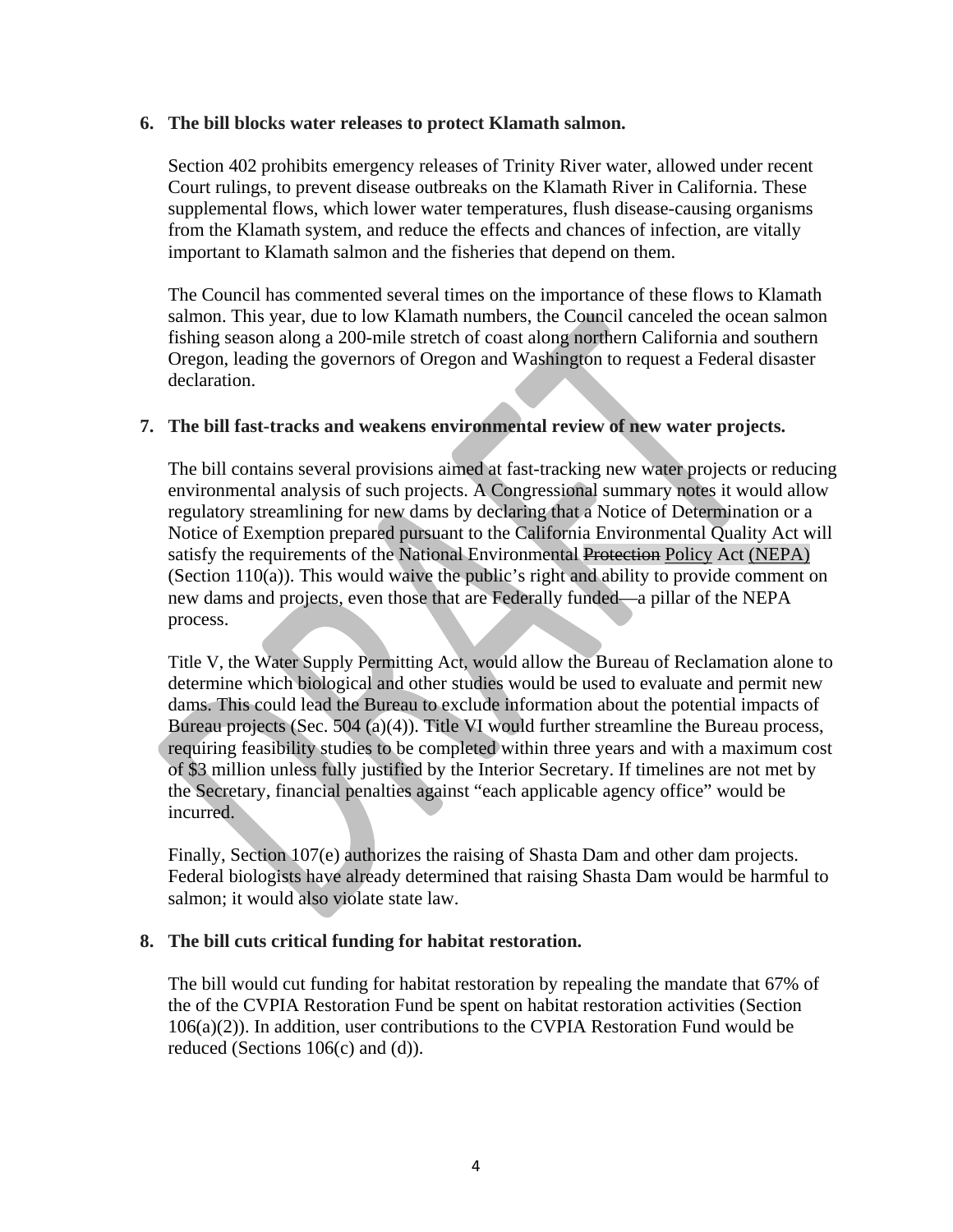6. **The bill blocks water releases to protect Klamath salmon.**

   Section 402 prohibits emergency releases of Trinity River water, allowed under recent Court rulings, to prevent disease outbreaks on the Klamath River in California. These supplemental flows, which lower water temperatures, flush disease-causing organisms from the Klamath system, and reduce the effects and chances of infection, are vitally important to Klamath salmon and the fisheries that depend on them.

   The Council has commented several times on the importance of these flows to Klamath salmon. This year, due to low Klamath numbers, the Council canceled the ocean salmon fishing season along a 200-mile stretch of coast along northern California and southern Oregon, leading the governors of Oregon and Washington to request a Federal disaster declaration.

7. **The bill fast-tracks and weakens environmental review of new water projects.**

   The bill contains several provisions aimed at fast-tracking new water projects or reducing environmental analysis of such projects. A Congressional summary notes it would allow regulatory streamlining for new dams by declaring that a Notice of Determination or a Notice of Exemption prepared pursuant to the California Environmental Quality Act will satisfy the requirements of the National Environmental ~~Protection~~ Policy Act (NEPA) (Section 110(a)). This would waive the public's right and ability to provide comment on new dams and projects, even those that are Federally funded—a pillar of the NEPA process.

   Title V, the Water Supply Permitting Act, would allow the Bureau of Reclamation alone to determine which biological and other studies would be used to evaluate and permit new dams. This could lead the Bureau to exclude information about the potential impacts of Bureau projects (Sec. 504 (a)(4)). Title VI would further streamline the Bureau process, requiring feasibility studies to be completed within three years and with a maximum cost of $3 million unless fully justified by the Interior Secretary. If timelines are not met by the Secretary, financial penalties against "each applicable agency office" would be incurred.

   Finally, Section 107(e) authorizes the raising of Shasta Dam and other dam projects. Federal biologists have already determined that raising Shasta Dam would be harmful to salmon; it would also violate state law.

8. **The bill cuts critical funding for habitat restoration.**

   The bill would cut funding for habitat restoration by repealing the mandate that 67% of the of the CVPIA Restoration Fund be spent on habitat restoration activities (Section 106(a)(2)). In addition, user contributions to the CVPIA Restoration Fund would be reduced (Sections 106(c) and (d)).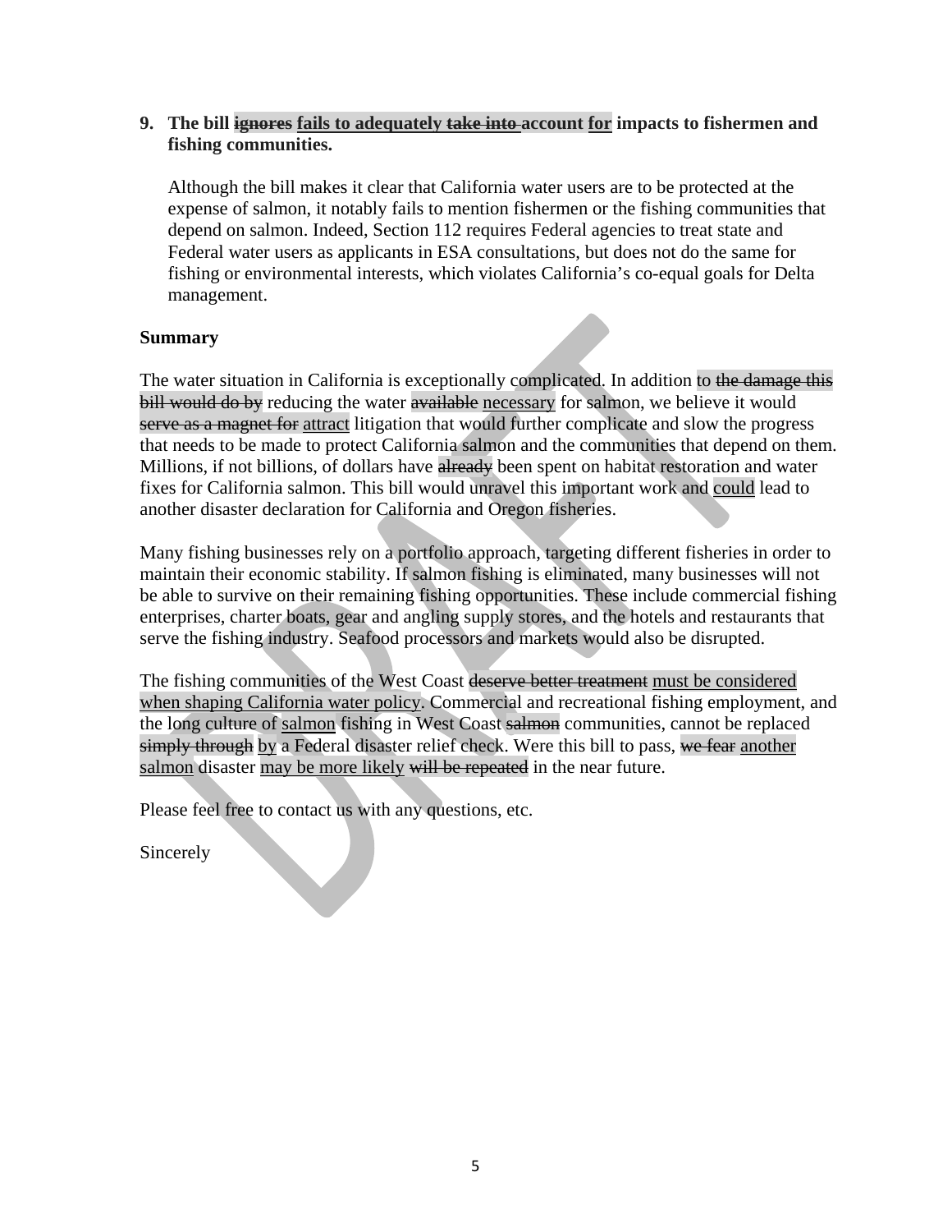**9. The bill ~~ignores~~ <u>fails to adequately</u> ~~take into~~ account <u>for</u> impacts to fishermen and fishing communities.**

Although the bill makes it clear that California water users are to be protected at the expense of salmon, it notably fails to mention fishermen or the fishing communities that depend on salmon. Indeed, Section 112 requires Federal agencies to treat state and Federal water users as applicants in ESA consultations, but does not do the same for fishing or environmental interests, which violates California's co-equal goals for Delta management.

**Summary**

The water situation in California is exceptionally complicated. In addition to ~~the damage this bill would do by~~ reducing the water ~~available~~ <u>necessary</u> for salmon, we believe it would ~~serve as a magnet for~~ <u>attract</u> litigation that would further complicate and slow the progress that needs to be made to protect California salmon and the communities that depend on them. Millions, if not billions, of dollars have ~~already~~ been spent on habitat restoration and water fixes for California salmon. This bill would unravel this important work and <u>could</u> lead to another disaster declaration for California and Oregon fisheries.

Many fishing businesses rely on a portfolio approach, targeting different fisheries in order to maintain their economic stability. If salmon fishing is eliminated, many businesses will not be able to survive on their remaining fishing opportunities. These include commercial fishing enterprises, charter boats, gear and angling supply stores, and the hotels and restaurants that serve the fishing industry. Seafood processors and markets would also be disrupted.

The fishing communities of the West Coast ~~deserve better treatment~~ <u>must be considered when shaping California water policy</u>. Commercial and recreational fishing employment, and the long culture of <u>salmon</u> fishing in West Coast ~~salmon~~ communities, cannot be replaced ~~simply through~~ <u>by</u> a Federal disaster relief check. Were this bill to pass, ~~we fear~~ <u>another salmon</u> disaster <u>may be more likely</u> ~~will be repeated~~ in the near future.

Please feel free to contact us with any questions, etc.

Sincerely